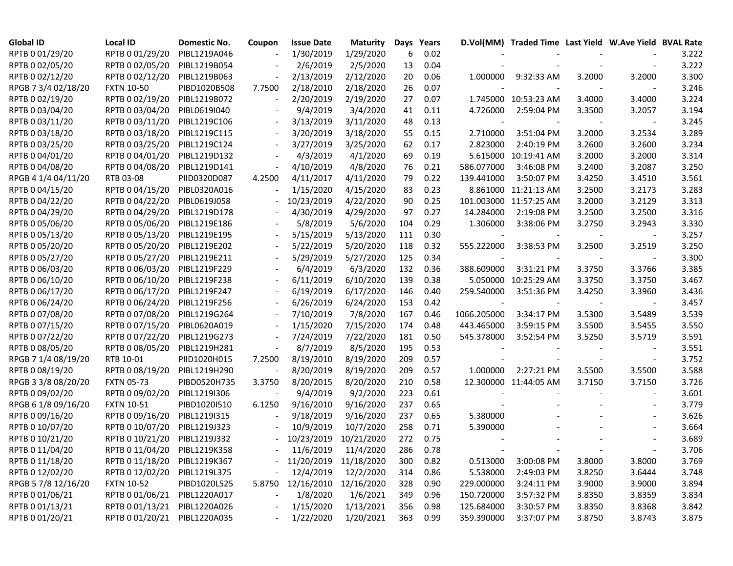| Global ID | Local ID | Domestic No. | Coupon | Issue Date | Maturity | Days | Years | D.Vol(MM) | Traded Time | Last Yield | W.Ave Yield | BVAL Rate |
|---|---|---|---|---|---|---|---|---|---|---|---|---|
| RPTB 0 01/29/20 | RPTB 0 01/29/20 | PIBL1219A046 | - | 1/30/2019 | 1/29/2020 | 6 | 0.02 | - | - | - | - | 3.222 |
| RPTB 0 02/05/20 | RPTB 0 02/05/20 | PIBL1219B054 | - | 2/6/2019 | 2/5/2020 | 13 | 0.04 | - | - | - | - | 3.222 |
| RPTB 0 02/12/20 | RPTB 0 02/12/20 | PIBL1219B063 | - | 2/13/2019 | 2/12/2020 | 20 | 0.06 | 1.000000 | 9:32:33 AM | 3.2000 | 3.2000 | 3.300 |
| RPGB 7 3/4 02/18/20 | FXTN 10-50 | PIBD1020B508 | 7.7500 | 2/18/2010 | 2/18/2020 | 26 | 0.07 | - | - | - | - | 3.246 |
| RPTB 0 02/19/20 | RPTB 0 02/19/20 | PIBL1219B072 | - | 2/20/2019 | 2/19/2020 | 27 | 0.07 | 1.745000 | 10:53:23 AM | 3.4000 | 3.4000 | 3.224 |
| RPTB 0 03/04/20 | RPTB 0 03/04/20 | PIBL0619I040 | - | 9/4/2019 | 3/4/2020 | 41 | 0.11 | 4.726000 | 2:59:04 PM | 3.3500 | 3.2057 | 3.194 |
| RPTB 0 03/11/20 | RPTB 0 03/11/20 | PIBL1219C106 | - | 3/13/2019 | 3/11/2020 | 48 | 0.13 | - | - | - | - | 3.245 |
| RPTB 0 03/18/20 | RPTB 0 03/18/20 | PIBL1219C115 | - | 3/20/2019 | 3/18/2020 | 55 | 0.15 | 2.710000 | 3:51:04 PM | 3.2000 | 3.2534 | 3.289 |
| RPTB 0 03/25/20 | RPTB 0 03/25/20 | PIBL1219C124 | - | 3/27/2019 | 3/25/2020 | 62 | 0.17 | 2.823000 | 2:40:19 PM | 3.2600 | 3.2600 | 3.234 |
| RPTB 0 04/01/20 | RPTB 0 04/01/20 | PIBL1219D132 | - | 4/3/2019 | 4/1/2020 | 69 | 0.19 | 5.615000 | 10:19:41 AM | 3.2000 | 3.2000 | 3.314 |
| RPTB 0 04/08/20 | RPTB 0 04/08/20 | PIBL1219D141 | - | 4/10/2019 | 4/8/2020 | 76 | 0.21 | 586.077000 | 3:46:08 PM | 3.2400 | 3.2087 | 3.250 |
| RPGB 4 1/4 04/11/20 | RTB 03-08 | PIID0320D087 | 4.2500 | 4/11/2017 | 4/11/2020 | 79 | 0.22 | 139.441000 | 3:50:07 PM | 3.4250 | 3.4510 | 3.561 |
| RPTB 0 04/15/20 | RPTB 0 04/15/20 | PIBL0320A016 | - | 1/15/2020 | 4/15/2020 | 83 | 0.23 | 8.861000 | 11:21:13 AM | 3.2500 | 3.2173 | 3.283 |
| RPTB 0 04/22/20 | RPTB 0 04/22/20 | PIBL0619J058 | - | 10/23/2019 | 4/22/2020 | 90 | 0.25 | 101.003000 | 11:57:25 AM | 3.2000 | 3.2129 | 3.313 |
| RPTB 0 04/29/20 | RPTB 0 04/29/20 | PIBL1219D178 | - | 4/30/2019 | 4/29/2020 | 97 | 0.27 | 14.284000 | 2:19:08 PM | 3.2500 | 3.2500 | 3.316 |
| RPTB 0 05/06/20 | RPTB 0 05/06/20 | PIBL1219E186 | - | 5/8/2019 | 5/6/2020 | 104 | 0.29 | 1.306000 | 3:38:06 PM | 3.2750 | 3.2943 | 3.330 |
| RPTB 0 05/13/20 | RPTB 0 05/13/20 | PIBL1219E195 | - | 5/15/2019 | 5/13/2020 | 111 | 0.30 | - | - | - | - | 3.257 |
| RPTB 0 05/20/20 | RPTB 0 05/20/20 | PIBL1219E202 | - | 5/22/2019 | 5/20/2020 | 118 | 0.32 | 555.222000 | 3:38:53 PM | 3.2500 | 3.2519 | 3.250 |
| RPTB 0 05/27/20 | RPTB 0 05/27/20 | PIBL1219E211 | - | 5/29/2019 | 5/27/2020 | 125 | 0.34 | - | - | - | - | 3.300 |
| RPTB 0 06/03/20 | RPTB 0 06/03/20 | PIBL1219F229 | - | 6/4/2019 | 6/3/2020 | 132 | 0.36 | 388.609000 | 3:31:21 PM | 3.3750 | 3.3766 | 3.385 |
| RPTB 0 06/10/20 | RPTB 0 06/10/20 | PIBL1219F238 | - | 6/11/2019 | 6/10/2020 | 139 | 0.38 | 5.050000 | 10:25:29 AM | 3.3750 | 3.3750 | 3.467 |
| RPTB 0 06/17/20 | RPTB 0 06/17/20 | PIBL1219F247 | - | 6/19/2019 | 6/17/2020 | 146 | 0.40 | 259.540000 | 3:51:36 PM | 3.4250 | 3.3960 | 3.436 |
| RPTB 0 06/24/20 | RPTB 0 06/24/20 | PIBL1219F256 | - | 6/26/2019 | 6/24/2020 | 153 | 0.42 | - | - | - | - | 3.457 |
| RPTB 0 07/08/20 | RPTB 0 07/08/20 | PIBL1219G264 | - | 7/10/2019 | 7/8/2020 | 167 | 0.46 | 1066.205000 | 3:34:17 PM | 3.5300 | 3.5489 | 3.539 |
| RPTB 0 07/15/20 | RPTB 0 07/15/20 | PIBL0620A019 | - | 1/15/2020 | 7/15/2020 | 174 | 0.48 | 443.465000 | 3:59:15 PM | 3.5500 | 3.5455 | 3.550 |
| RPTB 0 07/22/20 | RPTB 0 07/22/20 | PIBL1219G273 | - | 7/24/2019 | 7/22/2020 | 181 | 0.50 | 545.378000 | 3:52:54 PM | 3.5250 | 3.5719 | 3.591 |
| RPTB 0 08/05/20 | RPTB 0 08/05/20 | PIBL1219H281 | - | 8/7/2019 | 8/5/2020 | 195 | 0.53 | - | - | - | - | 3.551 |
| RPGB 7 1/4 08/19/20 | RTB 10-01 | PIID1020H015 | 7.2500 | 8/19/2010 | 8/19/2020 | 209 | 0.57 | - | - | - | - | 3.752 |
| RPTB 0 08/19/20 | RPTB 0 08/19/20 | PIBL1219H290 | - | 8/20/2019 | 8/19/2020 | 209 | 0.57 | 1.000000 | 2:27:21 PM | 3.5500 | 3.5500 | 3.588 |
| RPGB 3 3/8 08/20/20 | FXTN 05-73 | PIBD0520H735 | 3.3750 | 8/20/2015 | 8/20/2020 | 210 | 0.58 | 12.300000 | 11:44:05 AM | 3.7150 | 3.7150 | 3.726 |
| RPTB 0 09/02/20 | RPTB 0 09/02/20 | PIBL1219I306 | - | 9/4/2019 | 9/2/2020 | 223 | 0.61 | - | - | - | - | 3.601 |
| RPGB 6 1/8 09/16/20 | FXTN 10-51 | PIBD1020I510 | 6.1250 | 9/16/2010 | 9/16/2020 | 237 | 0.65 | - | - | - | - | 3.779 |
| RPTB 0 09/16/20 | RPTB 0 09/16/20 | PIBL1219I315 | - | 9/18/2019 | 9/16/2020 | 237 | 0.65 | 5.380000 | - | - | - | 3.626 |
| RPTB 0 10/07/20 | RPTB 0 10/07/20 | PIBL1219J323 | - | 10/9/2019 | 10/7/2020 | 258 | 0.71 | 5.390000 | - | - | - | 3.664 |
| RPTB 0 10/21/20 | RPTB 0 10/21/20 | PIBL1219J332 | - | 10/23/2019 | 10/21/2020 | 272 | 0.75 | - | - | - | - | 3.689 |
| RPTB 0 11/04/20 | RPTB 0 11/04/20 | PIBL1219K358 | - | 11/6/2019 | 11/4/2020 | 286 | 0.78 | - | - | - | - | 3.706 |
| RPTB 0 11/18/20 | RPTB 0 11/18/20 | PIBL1219K367 | - | 11/20/2019 | 11/18/2020 | 300 | 0.82 | 0.513000 | 3:00:08 PM | 3.8000 | 3.8000 | 3.769 |
| RPTB 0 12/02/20 | RPTB 0 12/02/20 | PIBL1219L375 | - | 12/4/2019 | 12/2/2020 | 314 | 0.86 | 5.538000 | 2:49:03 PM | 3.8250 | 3.6444 | 3.748 |
| RPGB 5 7/8 12/16/20 | FXTN 10-52 | PIBD1020L525 | 5.8750 | 12/16/2010 | 12/16/2020 | 328 | 0.90 | 229.000000 | 3:24:11 PM | 3.9000 | 3.9000 | 3.894 |
| RPTB 0 01/06/21 | RPTB 0 01/06/21 | PIBL1220A017 | - | 1/8/2020 | 1/6/2021 | 349 | 0.96 | 150.720000 | 3:57:32 PM | 3.8350 | 3.8359 | 3.834 |
| RPTB 0 01/13/21 | RPTB 0 01/13/21 | PIBL1220A026 | - | 1/15/2020 | 1/13/2021 | 356 | 0.98 | 125.684000 | 3:30:57 PM | 3.8350 | 3.8368 | 3.842 |
| RPTB 0 01/20/21 | RPTB 0 01/20/21 | PIBL1220A035 | - | 1/22/2020 | 1/20/2021 | 363 | 0.99 | 359.390000 | 3:37:07 PM | 3.8750 | 3.8743 | 3.875 |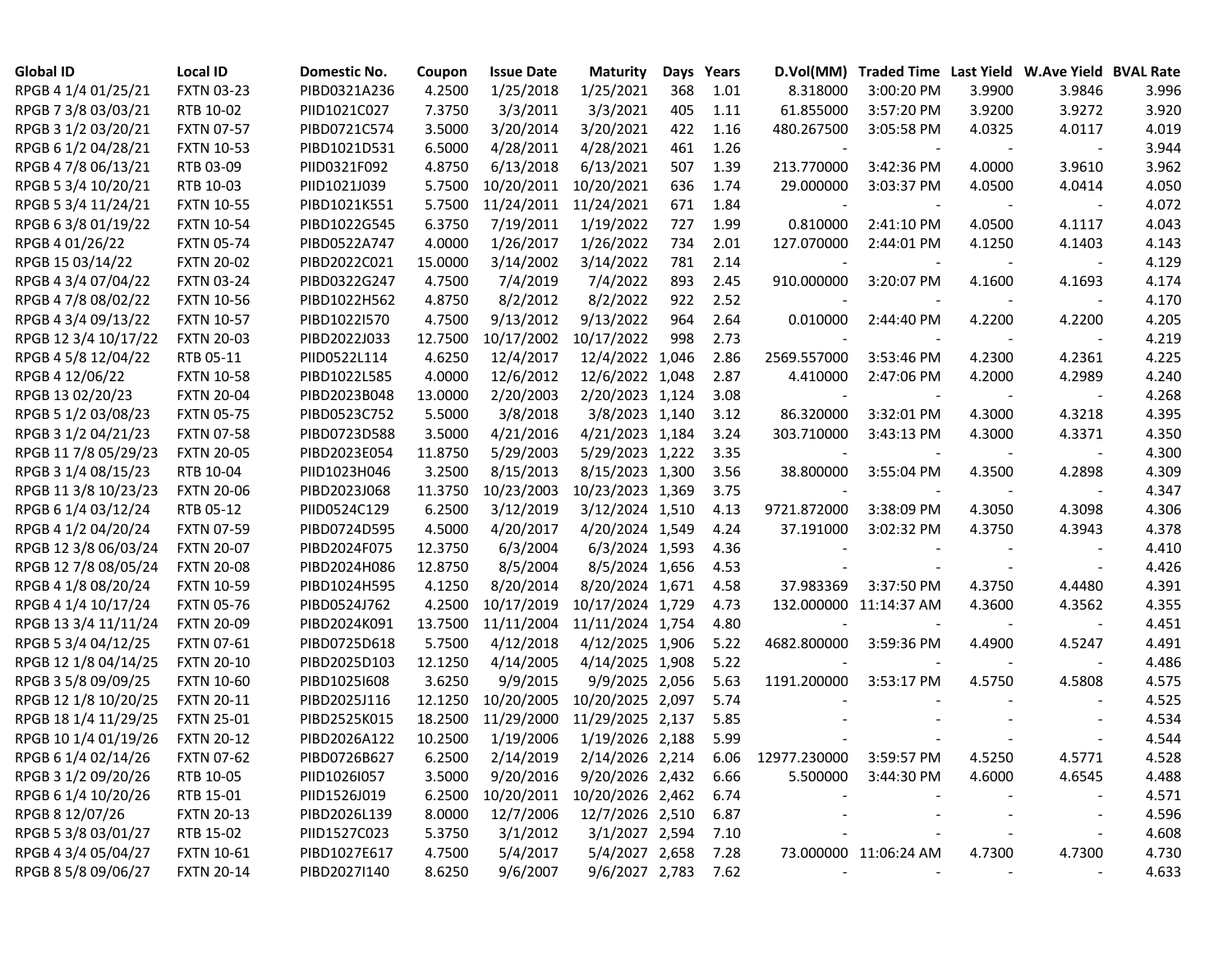| Global ID | Local ID | Domestic No. | Coupon | Issue Date | Maturity | Days | Years | D.Vol(MM) | Traded Time | Last Yield | W.Ave Yield | BVAL Rate |
|---|---|---|---|---|---|---|---|---|---|---|---|---|
| RPGB 4 1/4 01/25/21 | FXTN 03-23 | PIBD0321A236 | 4.2500 | 1/25/2018 | 1/25/2021 | 368 | 1.01 | 8.318000 | 3:00:20 PM | 3.9900 | 3.9846 | 3.996 |
| RPGB 7 3/8 03/03/21 | RTB 10-02 | PIID1021C027 | 7.3750 | 3/3/2011 | 3/3/2021 | 405 | 1.11 | 61.855000 | 3:57:20 PM | 3.9200 | 3.9272 | 3.920 |
| RPGB 3 1/2 03/20/21 | FXTN 07-57 | PIBD0721C574 | 3.5000 | 3/20/2014 | 3/20/2021 | 422 | 1.16 | 480.267500 | 3:05:58 PM | 4.0325 | 4.0117 | 4.019 |
| RPGB 6 1/2 04/28/21 | FXTN 10-53 | PIBD1021D531 | 6.5000 | 4/28/2011 | 4/28/2021 | 461 | 1.26 | - | - | - | - | 3.944 |
| RPGB 4 7/8 06/13/21 | RTB 03-09 | PIID0321F092 | 4.8750 | 6/13/2018 | 6/13/2021 | 507 | 1.39 | 213.770000 | 3:42:36 PM | 4.0000 | 3.9610 | 3.962 |
| RPGB 5 3/4 10/20/21 | RTB 10-03 | PIID1021J039 | 5.7500 | 10/20/2011 | 10/20/2021 | 636 | 1.74 | 29.000000 | 3:03:37 PM | 4.0500 | 4.0414 | 4.050 |
| RPGB 5 3/4 11/24/21 | FXTN 10-55 | PIBD1021K551 | 5.7500 | 11/24/2011 | 11/24/2021 | 671 | 1.84 | - | - | - | - | 4.072 |
| RPGB 6 3/8 01/19/22 | FXTN 10-54 | PIBD1022G545 | 6.3750 | 7/19/2011 | 1/19/2022 | 727 | 1.99 | 0.810000 | 2:41:10 PM | 4.0500 | 4.1117 | 4.043 |
| RPGB 4 01/26/22 | FXTN 05-74 | PIBD0522A747 | 4.0000 | 1/26/2017 | 1/26/2022 | 734 | 2.01 | 127.070000 | 2:44:01 PM | 4.1250 | 4.1403 | 4.143 |
| RPGB 15 03/14/22 | FXTN 20-02 | PIBD2022C021 | 15.0000 | 3/14/2002 | 3/14/2022 | 781 | 2.14 | - | - | - | - | 4.129 |
| RPGB 4 3/4 07/04/22 | FXTN 03-24 | PIBD0322G247 | 4.7500 | 7/4/2019 | 7/4/2022 | 893 | 2.45 | 910.000000 | 3:20:07 PM | 4.1600 | 4.1693 | 4.174 |
| RPGB 4 7/8 08/02/22 | FXTN 10-56 | PIBD1022H562 | 4.8750 | 8/2/2012 | 8/2/2022 | 922 | 2.52 | - | - | - | - | 4.170 |
| RPGB 4 3/4 09/13/22 | FXTN 10-57 | PIBD1022I570 | 4.7500 | 9/13/2012 | 9/13/2022 | 964 | 2.64 | 0.010000 | 2:44:40 PM | 4.2200 | 4.2200 | 4.205 |
| RPGB 12 3/4 10/17/22 | FXTN 20-03 | PIBD2022J033 | 12.7500 | 10/17/2002 | 10/17/2022 | 998 | 2.73 | - | - | - | - | 4.219 |
| RPGB 4 5/8 12/04/22 | RTB 05-11 | PIID0522L114 | 4.6250 | 12/4/2017 | 12/4/2022 | 1,046 | 2.86 | 2569.557000 | 3:53:46 PM | 4.2300 | 4.2361 | 4.225 |
| RPGB 4 12/06/22 | FXTN 10-58 | PIBD1022L585 | 4.0000 | 12/6/2012 | 12/6/2022 | 1,048 | 2.87 | 4.410000 | 2:47:06 PM | 4.2000 | 4.2989 | 4.240 |
| RPGB 13 02/20/23 | FXTN 20-04 | PIBD2023B048 | 13.0000 | 2/20/2003 | 2/20/2023 | 1,124 | 3.08 | - | - | - | - | 4.268 |
| RPGB 5 1/2 03/08/23 | FXTN 05-75 | PIBD0523C752 | 5.5000 | 3/8/2018 | 3/8/2023 | 1,140 | 3.12 | 86.320000 | 3:32:01 PM | 4.3000 | 4.3218 | 4.395 |
| RPGB 3 1/2 04/21/23 | FXTN 07-58 | PIBD0723D588 | 3.5000 | 4/21/2016 | 4/21/2023 | 1,184 | 3.24 | 303.710000 | 3:43:13 PM | 4.3000 | 4.3371 | 4.350 |
| RPGB 11 7/8 05/29/23 | FXTN 20-05 | PIBD2023E054 | 11.8750 | 5/29/2003 | 5/29/2023 | 1,222 | 3.35 | - | - | - | - | 4.300 |
| RPGB 3 1/4 08/15/23 | RTB 10-04 | PIID1023H046 | 3.2500 | 8/15/2013 | 8/15/2023 | 1,300 | 3.56 | 38.800000 | 3:55:04 PM | 4.3500 | 4.2898 | 4.309 |
| RPGB 11 3/8 10/23/23 | FXTN 20-06 | PIBD2023J068 | 11.3750 | 10/23/2003 | 10/23/2023 | 1,369 | 3.75 | - | - | - | - | 4.347 |
| RPGB 6 1/4 03/12/24 | RTB 05-12 | PIID0524C129 | 6.2500 | 3/12/2019 | 3/12/2024 | 1,510 | 4.13 | 9721.872000 | 3:38:09 PM | 4.3050 | 4.3098 | 4.306 |
| RPGB 4 1/2 04/20/24 | FXTN 07-59 | PIBD0724D595 | 4.5000 | 4/20/2017 | 4/20/2024 | 1,549 | 4.24 | 37.191000 | 3:02:32 PM | 4.3750 | 4.3943 | 4.378 |
| RPGB 12 3/8 06/03/24 | FXTN 20-07 | PIBD2024F075 | 12.3750 | 6/3/2004 | 6/3/2024 | 1,593 | 4.36 | - | - | - | - | 4.410 |
| RPGB 12 7/8 08/05/24 | FXTN 20-08 | PIBD2024H086 | 12.8750 | 8/5/2004 | 8/5/2024 | 1,656 | 4.53 | - | - | - | - | 4.426 |
| RPGB 4 1/8 08/20/24 | FXTN 10-59 | PIBD1024H595 | 4.1250 | 8/20/2014 | 8/20/2024 | 1,671 | 4.58 | 37.983369 | 3:37:50 PM | 4.3750 | 4.4480 | 4.391 |
| RPGB 4 1/4 10/17/24 | FXTN 05-76 | PIBD0524J762 | 4.2500 | 10/17/2019 | 10/17/2024 | 1,729 | 4.73 | 132.000000 | 11:14:37 AM | 4.3600 | 4.3562 | 4.355 |
| RPGB 13 3/4 11/11/24 | FXTN 20-09 | PIBD2024K091 | 13.7500 | 11/11/2004 | 11/11/2024 | 1,754 | 4.80 | - | - | - | - | 4.451 |
| RPGB 5 3/4 04/12/25 | FXTN 07-61 | PIBD0725D618 | 5.7500 | 4/12/2018 | 4/12/2025 | 1,906 | 5.22 | 4682.800000 | 3:59:36 PM | 4.4900 | 4.5247 | 4.491 |
| RPGB 12 1/8 04/14/25 | FXTN 20-10 | PIBD2025D103 | 12.1250 | 4/14/2005 | 4/14/2025 | 1,908 | 5.22 | - | - | - | - | 4.486 |
| RPGB 3 5/8 09/09/25 | FXTN 10-60 | PIBD1025I608 | 3.6250 | 9/9/2015 | 9/9/2025 | 2,056 | 5.63 | 1191.200000 | 3:53:17 PM | 4.5750 | 4.5808 | 4.575 |
| RPGB 12 1/8 10/20/25 | FXTN 20-11 | PIBD2025J116 | 12.1250 | 10/20/2005 | 10/20/2025 | 2,097 | 5.74 | - | - | - | - | 4.525 |
| RPGB 18 1/4 11/29/25 | FXTN 25-01 | PIBD2525K015 | 18.2500 | 11/29/2000 | 11/29/2025 | 2,137 | 5.85 | - | - | - | - | 4.534 |
| RPGB 10 1/4 01/19/26 | FXTN 20-12 | PIBD2026A122 | 10.2500 | 1/19/2006 | 1/19/2026 | 2,188 | 5.99 | - | - | - | - | 4.544 |
| RPGB 6 1/4 02/14/26 | FXTN 07-62 | PIBD0726B627 | 6.2500 | 2/14/2019 | 2/14/2026 | 2,214 | 6.06 | 12977.230000 | 3:59:57 PM | 4.5250 | 4.5771 | 4.528 |
| RPGB 3 1/2 09/20/26 | RTB 10-05 | PIID1026I057 | 3.5000 | 9/20/2016 | 9/20/2026 | 2,432 | 6.66 | 5.500000 | 3:44:30 PM | 4.6000 | 4.6545 | 4.488 |
| RPGB 6 1/4 10/20/26 | RTB 15-01 | PIID1526J019 | 6.2500 | 10/20/2011 | 10/20/2026 | 2,462 | 6.74 | - | - | - | - | 4.571 |
| RPGB 8 12/07/26 | FXTN 20-13 | PIBD2026L139 | 8.0000 | 12/7/2006 | 12/7/2026 | 2,510 | 6.87 | - | - | - | - | 4.596 |
| RPGB 5 3/8 03/01/27 | RTB 15-02 | PIID1527C023 | 5.3750 | 3/1/2012 | 3/1/2027 | 2,594 | 7.10 | - | - | - | - | 4.608 |
| RPGB 4 3/4 05/04/27 | FXTN 10-61 | PIBD1027E617 | 4.7500 | 5/4/2017 | 5/4/2027 | 2,658 | 7.28 | 73.000000 | 11:06:24 AM | 4.7300 | 4.7300 | 4.730 |
| RPGB 8 5/8 09/06/27 | FXTN 20-14 | PIBD2027I140 | 8.6250 | 9/6/2007 | 9/6/2027 | 2,783 | 7.62 | - | - | - | - | 4.633 |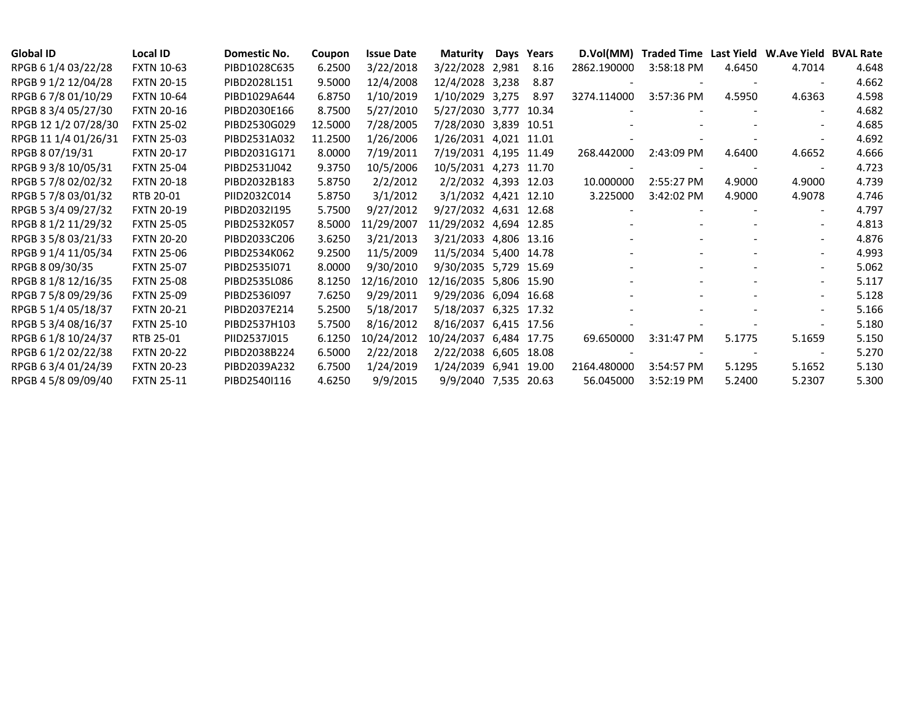| Global ID | Local ID | Domestic No. | Coupon | Issue Date | Maturity | Days | Years | D.Vol(MM) | Traded Time | Last Yield | W.Ave Yield | BVAL Rate |
|---|---|---|---|---|---|---|---|---|---|---|---|---|
| RPGB 6 1/4 03/22/28 | FXTN 10-63 | PIBD1028C635 | 6.2500 | 3/22/2018 | 3/22/2028 | 2,981 | 8.16 | 2862.190000 | 3:58:18 PM | 4.6450 | 4.7014 | 4.648 |
| RPGB 9 1/2 12/04/28 | FXTN 20-15 | PIBD2028L151 | 9.5000 | 12/4/2008 | 12/4/2028 | 3,238 | 8.87 | - | - | - | - | 4.662 |
| RPGB 6 7/8 01/10/29 | FXTN 10-64 | PIBD1029A644 | 6.8750 | 1/10/2019 | 1/10/2029 | 3,275 | 8.97 | 3274.114000 | 3:57:36 PM | 4.5950 | 4.6363 | 4.598 |
| RPGB 8 3/4 05/27/30 | FXTN 20-16 | PIBD2030E166 | 8.7500 | 5/27/2010 | 5/27/2030 | 3,777 | 10.34 | - | - | - | - | 4.682 |
| RPGB 12 1/2 07/28/30 | FXTN 25-02 | PIBD2530G029 | 12.5000 | 7/28/2005 | 7/28/2030 | 3,839 | 10.51 | - | - | - | - | 4.685 |
| RPGB 11 1/4 01/26/31 | FXTN 25-03 | PIBD2531A032 | 11.2500 | 1/26/2006 | 1/26/2031 | 4,021 | 11.01 | - | - | - | - | 4.692 |
| RPGB 8 07/19/31 | FXTN 20-17 | PIBD2031G171 | 8.0000 | 7/19/2011 | 7/19/2031 | 4,195 | 11.49 | 268.442000 | 2:43:09 PM | 4.6400 | 4.6652 | 4.666 |
| RPGB 9 3/8 10/05/31 | FXTN 25-04 | PIBD2531J042 | 9.3750 | 10/5/2006 | 10/5/2031 | 4,273 | 11.70 | - | - | - | - | 4.723 |
| RPGB 5 7/8 02/02/32 | FXTN 20-18 | PIBD2032B183 | 5.8750 | 2/2/2012 | 2/2/2032 | 4,393 | 12.03 | 10.000000 | 2:55:27 PM | 4.9000 | 4.9000 | 4.739 |
| RPGB 5 7/8 03/01/32 | RTB 20-01 | PIID2032C014 | 5.8750 | 3/1/2012 | 3/1/2032 | 4,421 | 12.10 | 3.225000 | 3:42:02 PM | 4.9000 | 4.9078 | 4.746 |
| RPGB 5 3/4 09/27/32 | FXTN 20-19 | PIBD2032I195 | 5.7500 | 9/27/2012 | 9/27/2032 | 4,631 | 12.68 | - | - | - | - | 4.797 |
| RPGB 8 1/2 11/29/32 | FXTN 25-05 | PIBD2532K057 | 8.5000 | 11/29/2007 | 11/29/2032 | 4,694 | 12.85 | - | - | - | - | 4.813 |
| RPGB 3 5/8 03/21/33 | FXTN 20-20 | PIBD2033C206 | 3.6250 | 3/21/2013 | 3/21/2033 | 4,806 | 13.16 | - | - | - | - | 4.876 |
| RPGB 9 1/4 11/05/34 | FXTN 25-06 | PIBD2534K062 | 9.2500 | 11/5/2009 | 11/5/2034 | 5,400 | 14.78 | - | - | - | - | 4.993 |
| RPGB 8 09/30/35 | FXTN 25-07 | PIBD2535I071 | 8.0000 | 9/30/2010 | 9/30/2035 | 5,729 | 15.69 | - | - | - | - | 5.062 |
| RPGB 8 1/8 12/16/35 | FXTN 25-08 | PIBD2535L086 | 8.1250 | 12/16/2010 | 12/16/2035 | 5,806 | 15.90 | - | - | - | - | 5.117 |
| RPGB 7 5/8 09/29/36 | FXTN 25-09 | PIBD2536I097 | 7.6250 | 9/29/2011 | 9/29/2036 | 6,094 | 16.68 | - | - | - | - | 5.128 |
| RPGB 5 1/4 05/18/37 | FXTN 20-21 | PIBD2037E214 | 5.2500 | 5/18/2017 | 5/18/2037 | 6,325 | 17.32 | - | - | - | - | 5.166 |
| RPGB 5 3/4 08/16/37 | FXTN 25-10 | PIBD2537H103 | 5.7500 | 8/16/2012 | 8/16/2037 | 6,415 | 17.56 | - | - | - | - | 5.180 |
| RPGB 6 1/8 10/24/37 | RTB 25-01 | PIID2537J015 | 6.1250 | 10/24/2012 | 10/24/2037 | 6,484 | 17.75 | 69.650000 | 3:31:47 PM | 5.1775 | 5.1659 | 5.150 |
| RPGB 6 1/2 02/22/38 | FXTN 20-22 | PIBD2038B224 | 6.5000 | 2/22/2018 | 2/22/2038 | 6,605 | 18.08 | - | - | - | - | 5.270 |
| RPGB 6 3/4 01/24/39 | FXTN 20-23 | PIBD2039A232 | 6.7500 | 1/24/2019 | 1/24/2039 | 6,941 | 19.00 | 2164.480000 | 3:54:57 PM | 5.1295 | 5.1652 | 5.130 |
| RPGB 4 5/8 09/09/40 | FXTN 25-11 | PIBD2540I116 | 4.6250 | 9/9/2015 | 9/9/2040 | 7,535 | 20.63 | 56.045000 | 3:52:19 PM | 5.2400 | 5.2307 | 5.300 |